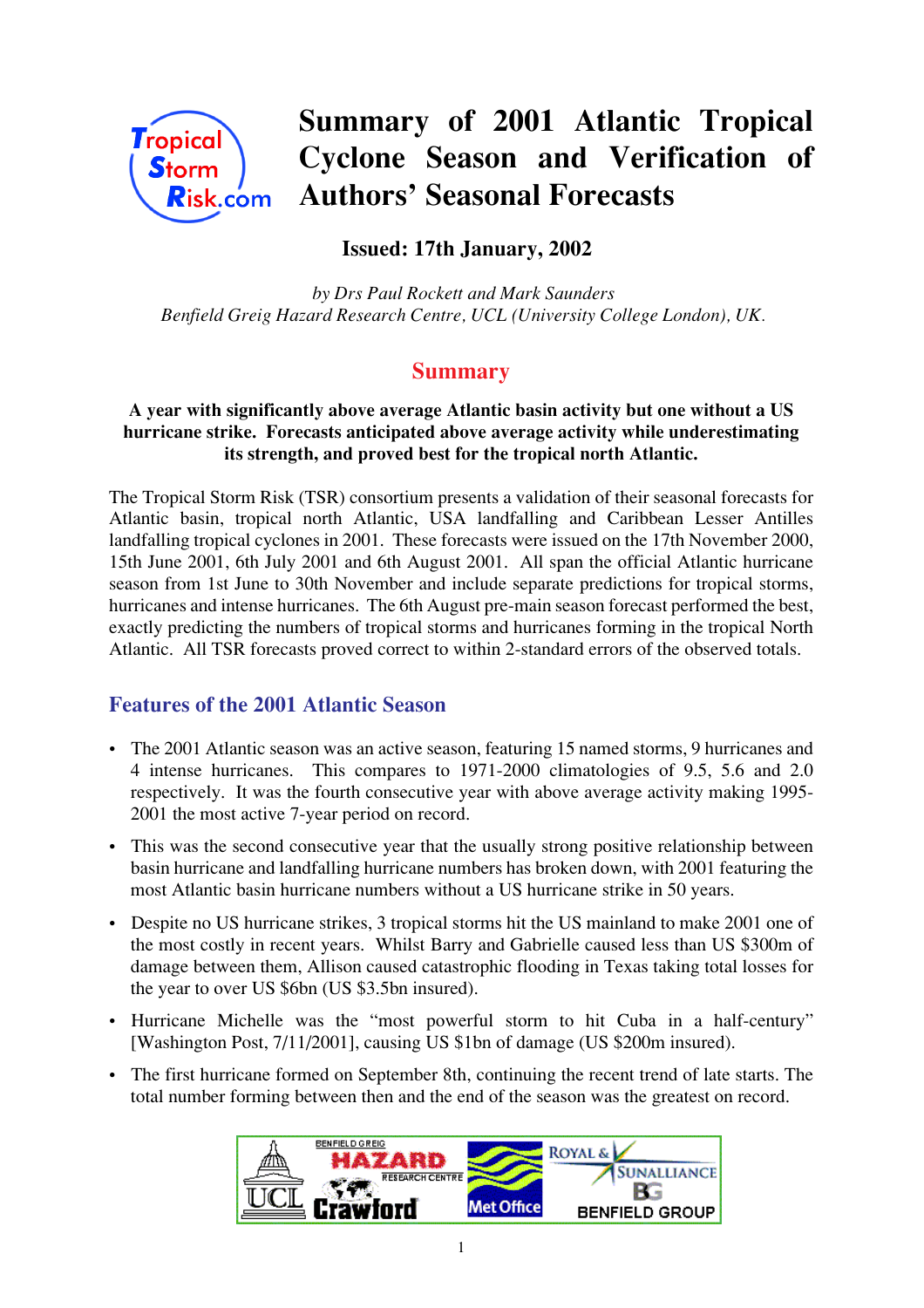# Summary of 2001 Atlantic Tropical Cyclone Season and Verification of Authors' Seasonal Forecasts

**Issued: 17th January, 2002**

*by Drs Paul Rockett and Mark Saunders*
*Benfield Greig Hazard Research Centre, UCL (University College London), UK.*

## Summary

**A year with significantly above average Atlantic basin activity but one without a US hurricane strike. Forecasts anticipated above average activity while underestimating its strength, and proved best for the tropical north Atlantic.**

The Tropical Storm Risk (TSR) consortium presents a validation of their seasonal forecasts for Atlantic basin, tropical north Atlantic, USA landfalling and Caribbean Lesser Antilles landfalling tropical cyclones in 2001. These forecasts were issued on the 17th November 2000, 15th June 2001, 6th July 2001 and 6th August 2001. All span the official Atlantic hurricane season from 1st June to 30th November and include separate predictions for tropical storms, hurricanes and intense hurricanes. The 6th August pre-main season forecast performed the best, exactly predicting the numbers of tropical storms and hurricanes forming in the tropical North Atlantic. All TSR forecasts proved correct to within 2-standard errors of the observed totals.

### Features of the 2001 Atlantic Season

- The 2001 Atlantic season was an active season, featuring 15 named storms, 9 hurricanes and 4 intense hurricanes. This compares to 1971-2000 climatologies of 9.5, 5.6 and 2.0 respectively. It was the fourth consecutive year with above average activity making 1995-2001 the most active 7-year period on record.
- This was the second consecutive year that the usually strong positive relationship between basin hurricane and landfalling hurricane numbers has broken down, with 2001 featuring the most Atlantic basin hurricane numbers without a US hurricane strike in 50 years.
- Despite no US hurricane strikes, 3 tropical storms hit the US mainland to make 2001 one of the most costly in recent years. Whilst Barry and Gabrielle caused less than US $300m of damage between them, Allison caused catastrophic flooding in Texas taking total losses for the year to over US $6bn (US $3.5bn insured).
- Hurricane Michelle was the "most powerful storm to hit Cuba in a half-century" [Washington Post, 7/11/2001], causing US $1bn of damage (US $200m insured).
- The first hurricane formed on September 8th, continuing the recent trend of late starts. The total number forming between then and the end of the season was the greatest on record.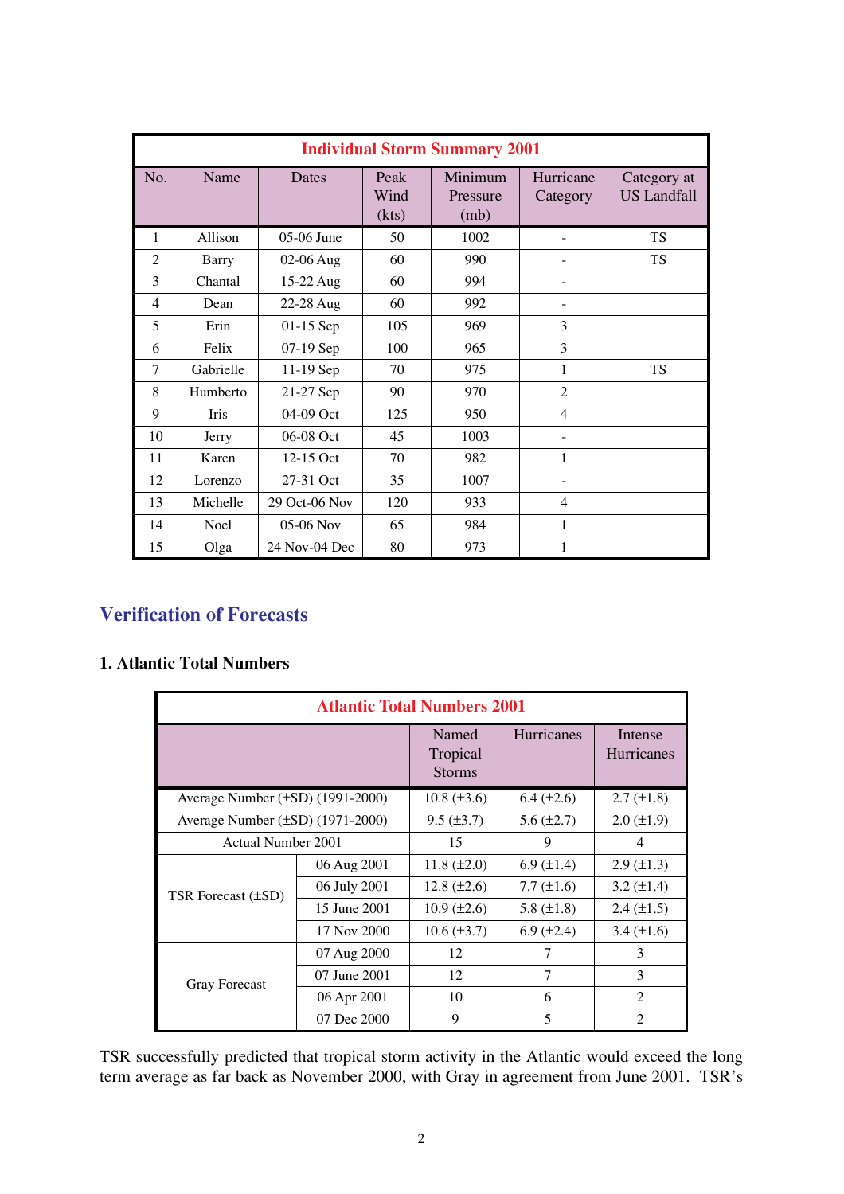| Individual Storm Summary 2001 | | | | | | |
|---|---|---|---|---|---|---|
| No. | Name | Dates | Peak Wind (kts) | Minimum Pressure (mb) | Hurricane Category | Category at US Landfall |
| 1 | Allison | 05-06 June | 50 | 1002 | - | TS |
| 2 | Barry | 02-06 Aug | 60 | 990 | - | TS |
| 3 | Chantal | 15-22 Aug | 60 | 994 | - | |
| 4 | Dean | 22-28 Aug | 60 | 992 | - | |
| 5 | Erin | 01-15 Sep | 105 | 969 | 3 | |
| 6 | Felix | 07-19 Sep | 100 | 965 | 3 | |
| 7 | Gabrielle | 11-19 Sep | 70 | 975 | 1 | TS |
| 8 | Humberto | 21-27 Sep | 90 | 970 | 2 | |
| 9 | Iris | 04-09 Oct | 125 | 950 | 4 | |
| 10 | Jerry | 06-08 Oct | 45 | 1003 | - | |
| 11 | Karen | 12-15 Oct | 70 | 982 | 1 | |
| 12 | Lorenzo | 27-31 Oct | 35 | 1007 | - | |
| 13 | Michelle | 29 Oct-06 Nov | 120 | 933 | 4 | |
| 14 | Noel | 05-06 Nov | 65 | 984 | 1 | |
| 15 | Olga | 24 Nov-04 Dec | 80 | 973 | 1 | |

## Verification of Forecasts

### 1. Atlantic Total Numbers

| Atlantic Total Numbers 2001 | | | | |
|---|---|---|---|---|
| | | Named Tropical Storms | Hurricanes | Intense Hurricanes |
| Average Number (±SD) (1991-2000) | | 10.8 (±3.6) | 6.4 (±2.6) | 2.7 (±1.8) |
| Average Number (±SD) (1971-2000) | | 9.5 (±3.7) | 5.6 (±2.7) | 2.0 (±1.9) |
| Actual Number 2001 | | 15 | 9 | 4 |
| TSR Forecast (±SD) | 06 Aug 2001 | 11.8 (±2.0) | 6.9 (±1.4) | 2.9 (±1.3) |
| | 06 July 2001 | 12.8 (±2.6) | 7.7 (±1.6) | 3.2 (±1.4) |
| | 15 June 2001 | 10.9 (±2.6) | 5.8 (±1.8) | 2.4 (±1.5) |
| | 17 Nov 2000 | 10.6 (±3.7) | 6.9 (±2.4) | 3.4 (±1.6) |
| Gray Forecast | 07 Aug 2000 | 12 | 7 | 3 |
| | 07 June 2001 | 12 | 7 | 3 |
| | 06 Apr 2001 | 10 | 6 | 2 |
| | 07 Dec 2000 | 9 | 5 | 2 |

TSR successfully predicted that tropical storm activity in the Atlantic would exceed the long term average as far back as November 2000, with Gray in agreement from June 2001. TSR's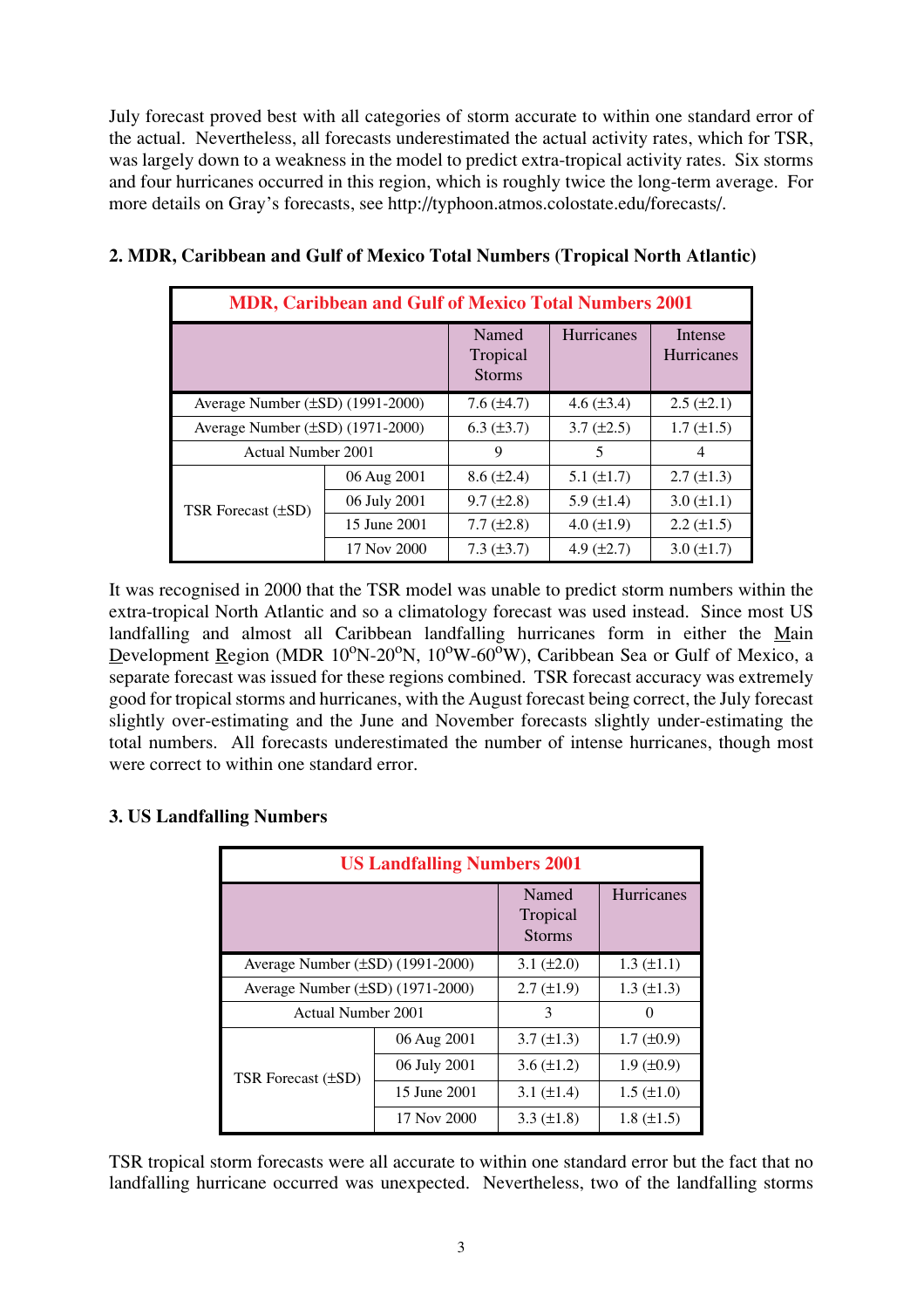July forecast proved best with all categories of storm accurate to within one standard error of the actual. Nevertheless, all forecasts underestimated the actual activity rates, which for TSR, was largely down to a weakness in the model to predict extra-tropical activity rates. Six storms and four hurricanes occurred in this region, which is roughly twice the long-term average. For more details on Gray's forecasts, see http://typhoon.atmos.colostate.edu/forecasts/.

## 2. MDR, Caribbean and Gulf of Mexico Total Numbers (Tropical North Atlantic)

| MDR, Caribbean and Gulf of Mexico Total Numbers 2001 | | | | |
|---|---|---|---|---|
| | | Named Tropical Storms | Hurricanes | Intense Hurricanes |
| Average Number (±SD) (1991-2000) | | 7.6 (±4.7) | 4.6 (±3.4) | 2.5 (±2.1) |
| Average Number (±SD) (1971-2000) | | 6.3 (±3.7) | 3.7 (±2.5) | 1.7 (±1.5) |
| Actual Number 2001 | | 9 | 5 | 4 |
| TSR Forecast (±SD) | 06 Aug 2001 | 8.6 (±2.4) | 5.1 (±1.7) | 2.7 (±1.3) |
| | 06 July 2001 | 9.7 (±2.8) | 5.9 (±1.4) | 3.0 (±1.1) |
| | 15 June 2001 | 7.7 (±2.8) | 4.0 (±1.9) | 2.2 (±1.5) |
| | 17 Nov 2000 | 7.3 (±3.7) | 4.9 (±2.7) | 3.0 (±1.7) |

It was recognised in 2000 that the TSR model was unable to predict storm numbers within the extra-tropical North Atlantic and so a climatology forecast was used instead. Since most US landfalling and almost all Caribbean landfalling hurricanes form in either the Main Development Region (MDR 10$^{o}$N-20$^{o}$N, 10$^{o}$W-60$^{o}$W), Caribbean Sea or Gulf of Mexico, a separate forecast was issued for these regions combined. TSR forecast accuracy was extremely good for tropical storms and hurricanes, with the August forecast being correct, the July forecast slightly over-estimating and the June and November forecasts slightly under-estimating the total numbers. All forecasts underestimated the number of intense hurricanes, though most were correct to within one standard error.

## 3. US Landfalling Numbers

| US Landfalling Numbers 2001 | | | |
|---|---|---|---|
| | | Named Tropical Storms | Hurricanes |
| Average Number (±SD) (1991-2000) | | 3.1 (±2.0) | 1.3 (±1.1) |
| Average Number (±SD) (1971-2000) | | 2.7 (±1.9) | 1.3 (±1.3) |
| Actual Number 2001 | | 3 | 0 |
| TSR Forecast (±SD) | 06 Aug 2001 | 3.7 (±1.3) | 1.7 (±0.9) |
| | 06 July 2001 | 3.6 (±1.2) | 1.9 (±0.9) |
| | 15 June 2001 | 3.1 (±1.4) | 1.5 (±1.0) |
| | 17 Nov 2000 | 3.3 (±1.8) | 1.8 (±1.5) |

TSR tropical storm forecasts were all accurate to within one standard error but the fact that no landfalling hurricane occurred was unexpected. Nevertheless, two of the landfalling storms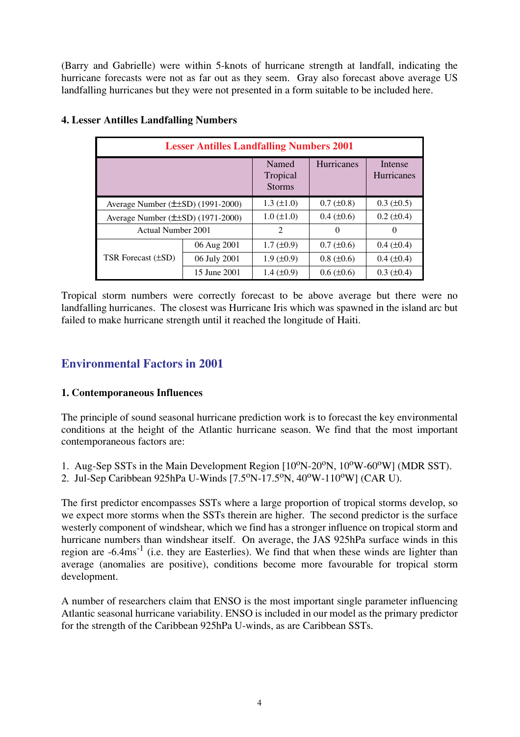(Barry and Gabrielle) were within 5-knots of hurricane strength at landfall, indicating the hurricane forecasts were not as far out as they seem. Gray also forecast above average US landfalling hurricanes but they were not presented in a form suitable to be included here.

**4. Lesser Antilles Landfalling Numbers**

| Lesser Antilles Landfalling Numbers 2001 | | | | |
|---|---|---|---|---|
| | | Named Tropical Storms | Hurricanes | Intense Hurricanes |
| Average Number (±±SD) (1991-2000) | | 1.3 (±1.0) | 0.7 (±0.8) | 0.3 (±0.5) |
| Average Number (±±SD) (1971-2000) | | 1.0 (±1.0) | 0.4 (±0.6) | 0.2 (±0.4) |
| Actual Number 2001 | | 2 | 0 | 0 |
| TSR Forecast (±SD) | 06 Aug 2001 | 1.7 (±0.9) | 0.7 (±0.6) | 0.4 (±0.4) |
| | 06 July 2001 | 1.9 (±0.9) | 0.8 (±0.6) | 0.4 (±0.4) |
| | 15 June 2001 | 1.4 (±0.9) | 0.6 (±0.6) | 0.3 (±0.4) |

Tropical storm numbers were correctly forecast to be above average but there were no landfalling hurricanes. The closest was Hurricane Iris which was spawned in the island arc but failed to make hurricane strength until it reached the longitude of Haiti.

## Environmental Factors in 2001

**1. Contemporaneous Influences**

The principle of sound seasonal hurricane prediction work is to forecast the key environmental conditions at the height of the Atlantic hurricane season. We find that the most important contemporaneous factors are:

1. Aug-Sep SSTs in the Main Development Region [$10^{o}$N-$20^{o}$N, $10^{o}$W-$60^{o}$W] (MDR SST).
2. Jul-Sep Caribbean 925hPa U-Winds [$7.5^{o}$N-$17.5^{o}$N, $40^{o}$W-$110^{o}$W] (CAR U).

The first predictor encompasses SSTs where a large proportion of tropical storms develop, so we expect more storms when the SSTs therein are higher. The second predictor is the surface westerly component of windshear, which we find has a stronger influence on tropical storm and hurricane numbers than windshear itself. On average, the JAS 925hPa surface winds in this region are $-6.4\text{ms}^{-1}$ (i.e. they are Easterlies). We find that when these winds are lighter than average (anomalies are positive), conditions become more favourable for tropical storm development.

A number of researchers claim that ENSO is the most important single parameter influencing Atlantic seasonal hurricane variability. ENSO is included in our model as the primary predictor for the strength of the Caribbean 925hPa U-winds, as are Caribbean SSTs.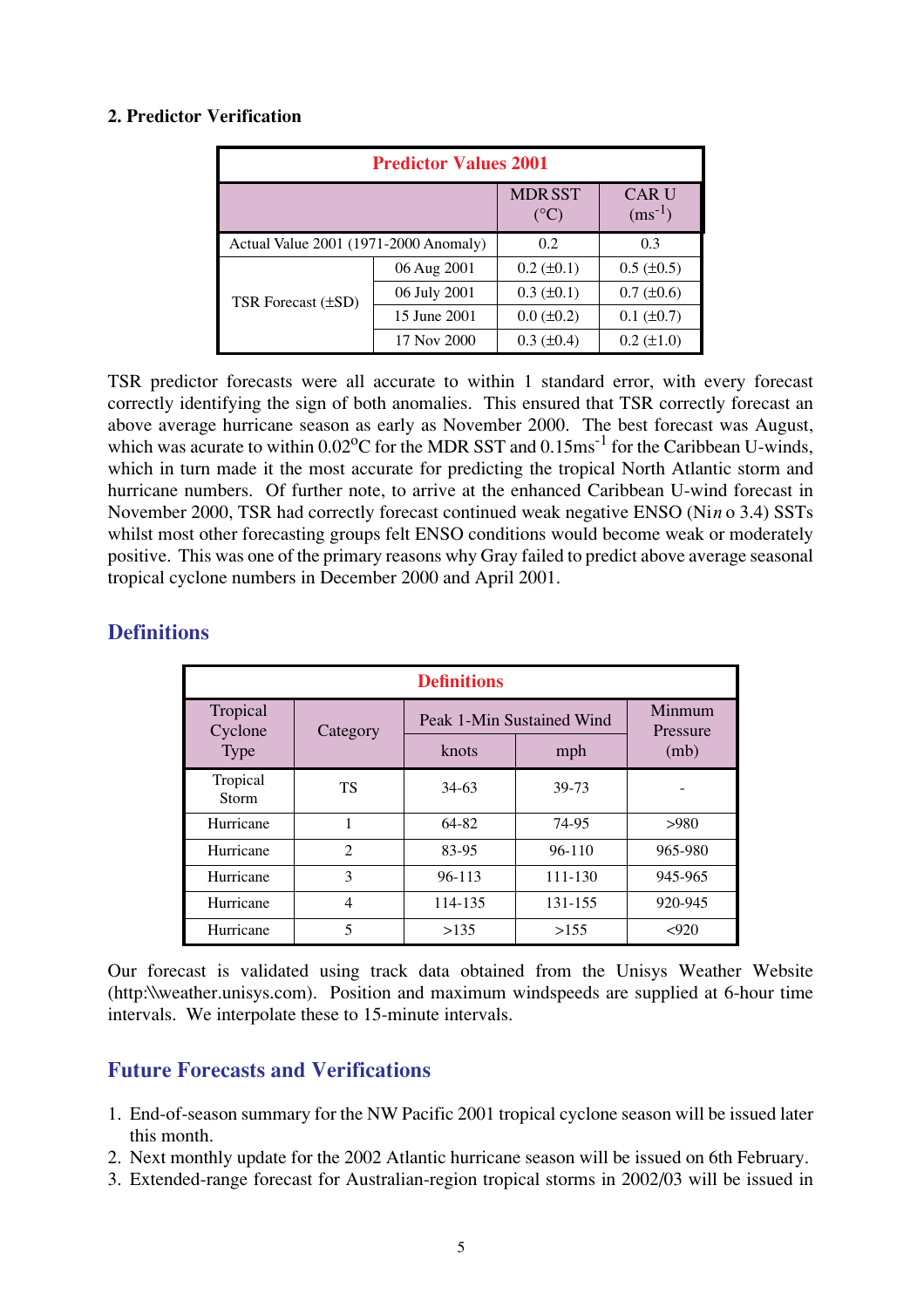## 2. Predictor Verification

| Predictor Values 2001 | | | |
|---|---|---|---|
| | | MDR SST (°C) | CAR U ($ms^{-1}$) |
| Actual Value 2001 (1971-2000 Anomaly) | | 0.2 | 0.3 |
| TSR Forecast (±SD) | 06 Aug 2001 | 0.2 (±0.1) | 0.5 (±0.5) |
| | 06 July 2001 | 0.3 (±0.1) | 0.7 (±0.6) |
| | 15 June 2001 | 0.0 (±0.2) | 0.1 (±0.7) |
| | 17 Nov 2000 | 0.3 (±0.4) | 0.2 (±1.0) |

TSR predictor forecasts were all accurate to within 1 standard error, with every forecast correctly identifying the sign of both anomalies. This ensured that TSR correctly forecast an above average hurricane season as early as November 2000. The best forecast was August, which was acurate to within 0.02°C for the MDR SST and $0.15ms^{-1}$ for the Caribbean U-winds, which in turn made it the most accurate for predicting the tropical North Atlantic storm and hurricane numbers. Of further note, to arrive at the enhanced Caribbean U-wind forecast in November 2000, TSR had correctly forecast continued weak negative ENSO (Nin o 3.4) SSTs whilst most other forecasting groups felt ENSO conditions would become weak or moderately positive. This was one of the primary reasons why Gray failed to predict above average seasonal tropical cyclone numbers in December 2000 and April 2001.

## Definitions

| Definitions | | | | |
|---|---|---|---|---|
| Tropical Cyclone Type | Category | Peak 1-Min Sustained Wind | | Minmum Pressure (mb) |
| | | knots | mph | |
| Tropical Storm | TS | 34-63 | 39-73 | - |
| Hurricane | 1 | 64-82 | 74-95 | >980 |
| Hurricane | 2 | 83-95 | 96-110 | 965-980 |
| Hurricane | 3 | 96-113 | 111-130 | 945-965 |
| Hurricane | 4 | 114-135 | 131-155 | 920-945 |
| Hurricane | 5 | >135 | >155 | <920 |

Our forecast is validated using track data obtained from the Unisys Weather Website (http:\\weather.unisys.com). Position and maximum windspeeds are supplied at 6-hour time intervals. We interpolate these to 15-minute intervals.

## Future Forecasts and Verifications

1. End-of-season summary for the NW Pacific 2001 tropical cyclone season will be issued later this month.
2. Next monthly update for the 2002 Atlantic hurricane season will be issued on 6th February.
3. Extended-range forecast for Australian-region tropical storms in 2002/03 will be issued in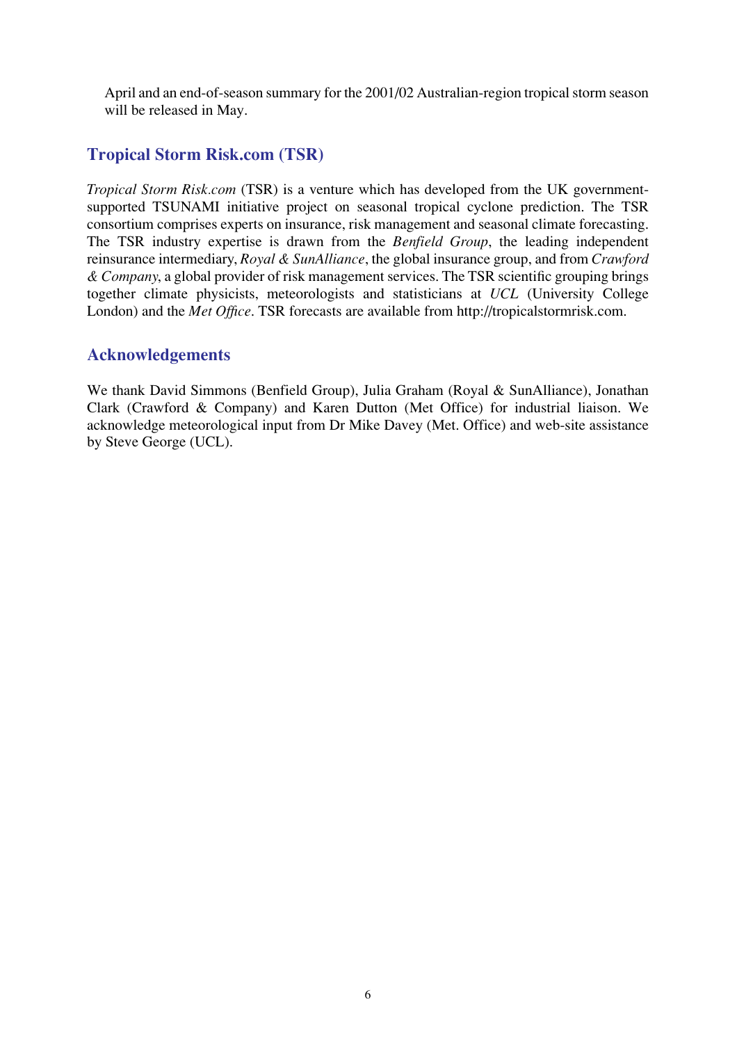April and an end-of-season summary for the 2001/02 Australian-region tropical storm season will be released in May.

## Tropical Storm Risk.com (TSR)

*Tropical Storm Risk.com* (TSR) is a venture which has developed from the UK government-supported TSUNAMI initiative project on seasonal tropical cyclone prediction. The TSR consortium comprises experts on insurance, risk management and seasonal climate forecasting. The TSR industry expertise is drawn from the *Benfield Group*, the leading independent reinsurance intermediary, *Royal & SunAlliance*, the global insurance group, and from *Crawford & Company*, a global provider of risk management services. The TSR scientific grouping brings together climate physicists, meteorologists and statisticians at *UCL* (University College London) and the *Met Office*. TSR forecasts are available from http://tropicalstormrisk.com.

## Acknowledgements

We thank David Simmons (Benfield Group), Julia Graham (Royal & SunAlliance), Jonathan Clark (Crawford & Company) and Karen Dutton (Met Office) for industrial liaison. We acknowledge meteorological input from Dr Mike Davey (Met. Office) and web-site assistance by Steve George (UCL).